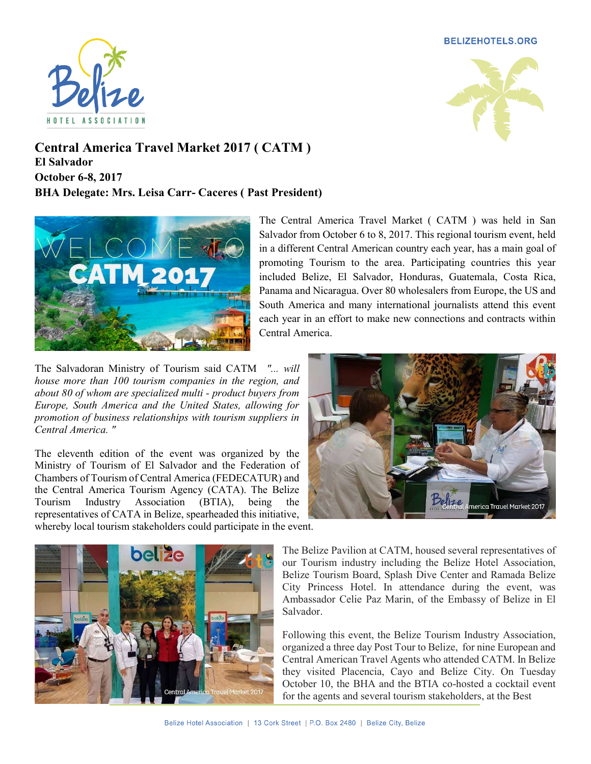# Central America Travel Market 2017 ( CATM )

**El Salvador**
**October 6-8, 2017**
**BHA Delegate: Mrs. Leisa Carr- Caceres ( Past President)**

The Central America Travel Market ( CATM ) was held in San Salvador from October 6 to 8, 2017. This regional tourism event, held in a different Central American country each year, has a main goal of promoting Tourism to the area. Participating countries this year included Belize, El Salvador, Honduras, Guatemala, Costa Rica, Panama and Nicaragua. Over 80 wholesalers from Europe, the US and South America and many international journalists attend this event each year in an effort to make new connections and contracts within Central America.

The Salvadoran Ministry of Tourism said CATM *"... will house more than 100 tourism companies in the region, and about 80 of whom are specialized multi - product buyers from Europe, South America and the United States, allowing for promotion of business relationships with tourism suppliers in Central America. "*

The eleventh edition of the event was organized by the Ministry of Tourism of El Salvador and the Federation of Chambers of Tourism of Central America (FEDECATUR) and the Central America Tourism Agency (CATA). The Belize Tourism Industry Association (BTIA), being the representatives of CATA in Belize, spearheaded this initiative, whereby local tourism stakeholders could participate in the event.

Central America Travel Market 2017

The Belize Pavilion at CATM, housed several representatives of our Tourism industry including the Belize Hotel Association, Belize Tourism Board, Splash Dive Center and Ramada Belize City Princess Hotel. In attendance during the event, was Ambassador Celie Paz Marin, of the Embassy of Belize in El Salvador.

Central America Travel Market 2017

Following this event, the Belize Tourism Industry Association, organized a three day Post Tour to Belize, for nine European and Central American Travel Agents who attended CATM. In Belize they visited Placencia, Cayo and Belize City. On Tuesday October 10, the BHA and the BTIA co-hosted a cocktail event for the agents and several tourism stakeholders, at the Best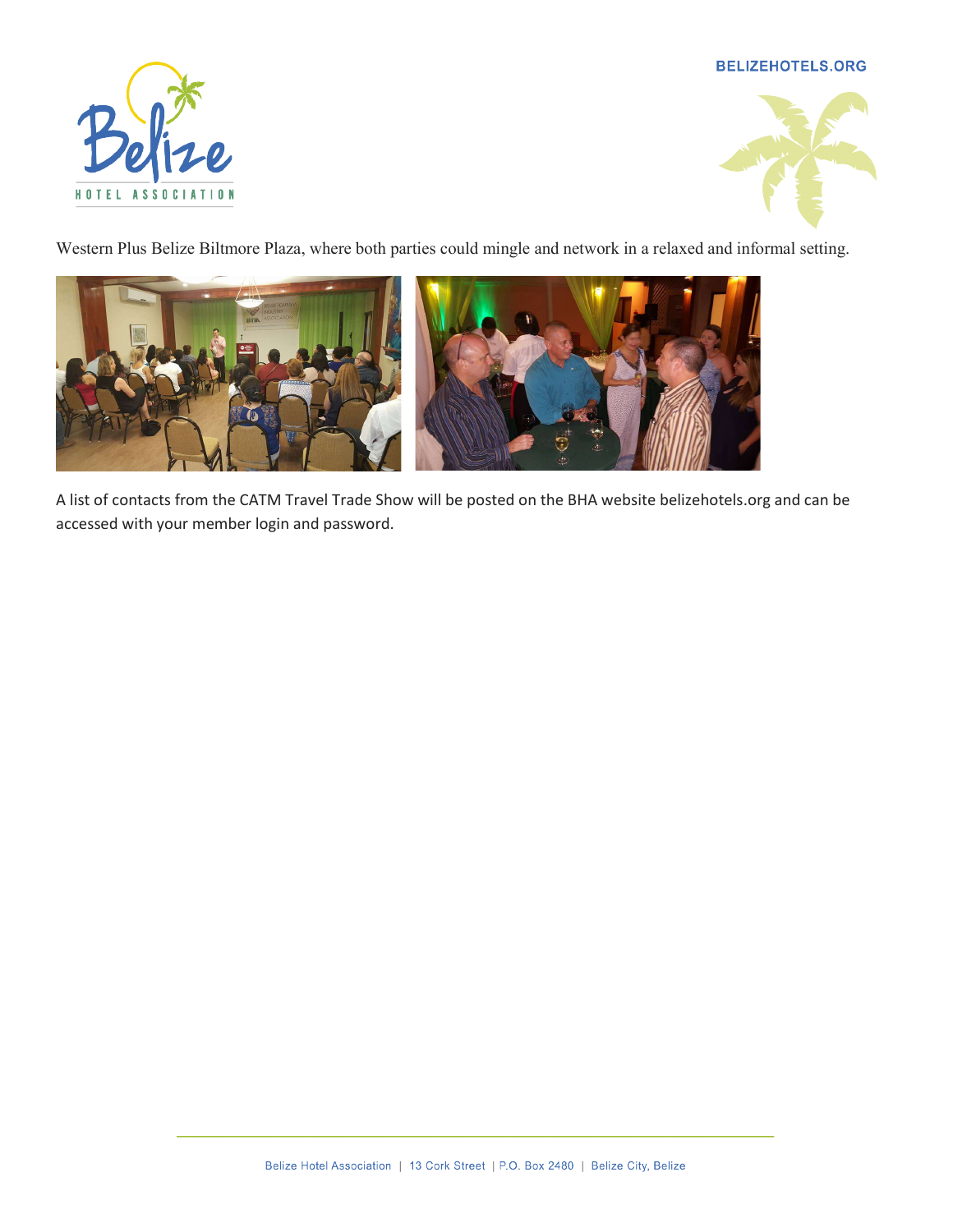Western Plus Belize Biltmore Plaza, where both parties could mingle and network in a relaxed and informal setting.

A list of contacts from the CATM Travel Trade Show will be posted on the BHA website belizehotels.org and can be accessed with your member login and password.